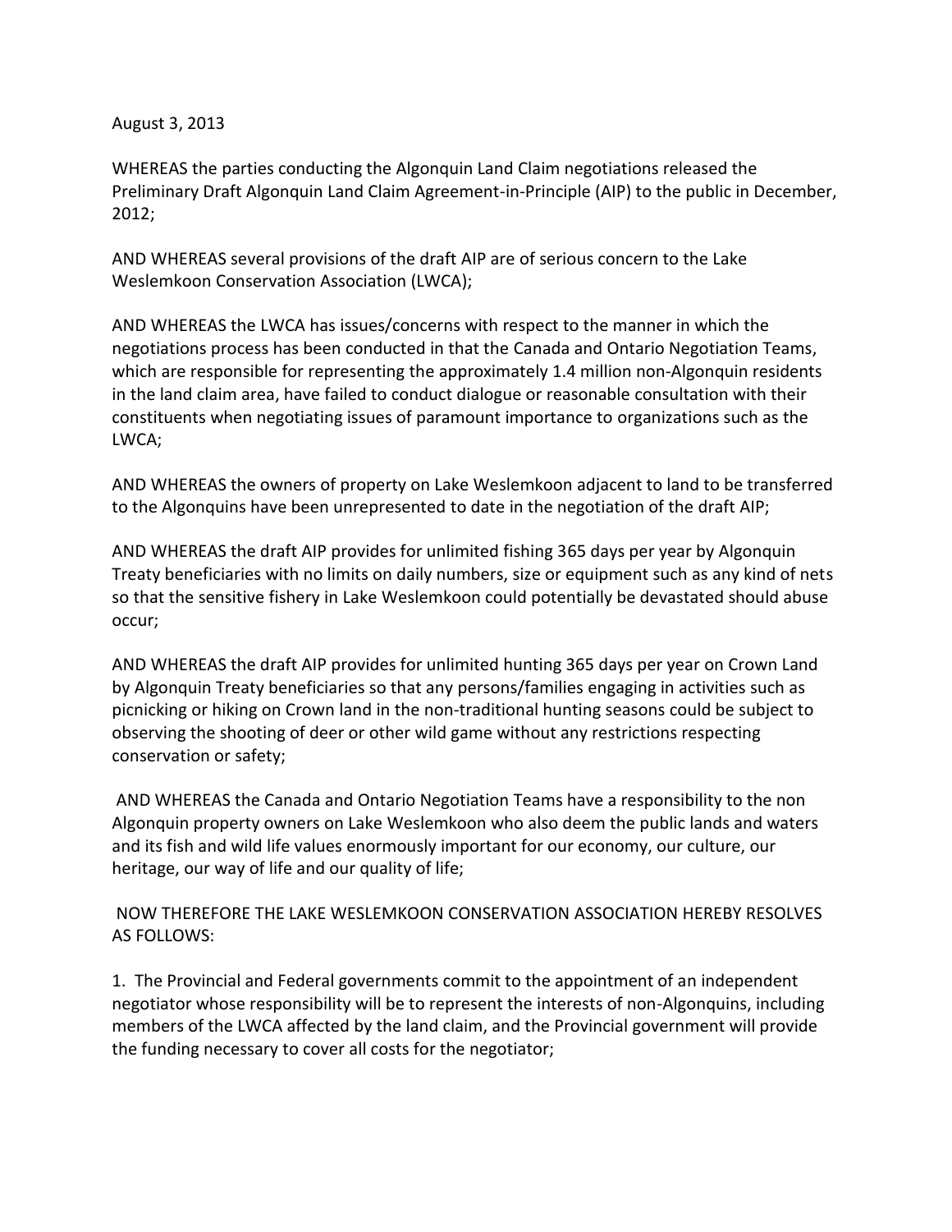August 3, 2013

WHEREAS the parties conducting the Algonquin Land Claim negotiations released the Preliminary Draft Algonquin Land Claim Agreement-in-Principle (AIP) to the public in December, 2012;

AND WHEREAS several provisions of the draft AIP are of serious concern to the Lake Weslemkoon Conservation Association (LWCA);

AND WHEREAS the LWCA has issues/concerns with respect to the manner in which the negotiations process has been conducted in that the Canada and Ontario Negotiation Teams, which are responsible for representing the approximately 1.4 million non-Algonquin residents in the land claim area, have failed to conduct dialogue or reasonable consultation with their constituents when negotiating issues of paramount importance to organizations such as the LWCA;

AND WHEREAS the owners of property on Lake Weslemkoon adjacent to land to be transferred to the Algonquins have been unrepresented to date in the negotiation of the draft AIP;

AND WHEREAS the draft AIP provides for unlimited fishing 365 days per year by Algonquin Treaty beneficiaries with no limits on daily numbers, size or equipment such as any kind of nets so that the sensitive fishery in Lake Weslemkoon could potentially be devastated should abuse occur;

AND WHEREAS the draft AIP provides for unlimited hunting 365 days per year on Crown Land by Algonquin Treaty beneficiaries so that any persons/families engaging in activities such as picnicking or hiking on Crown land in the non-traditional hunting seasons could be subject to observing the shooting of deer or other wild game without any restrictions respecting conservation or safety;

AND WHEREAS the Canada and Ontario Negotiation Teams have a responsibility to the non Algonquin property owners on Lake Weslemkoon who also deem the public lands and waters and its fish and wild life values enormously important for our economy, our culture, our heritage, our way of life and our quality of life;

NOW THEREFORE THE LAKE WESLEMKOON CONSERVATION ASSOCIATION HEREBY RESOLVES AS FOLLOWS:

1. The Provincial and Federal governments commit to the appointment of an independent negotiator whose responsibility will be to represent the interests of non-Algonquins, including members of the LWCA affected by the land claim, and the Provincial government will provide the funding necessary to cover all costs for the negotiator;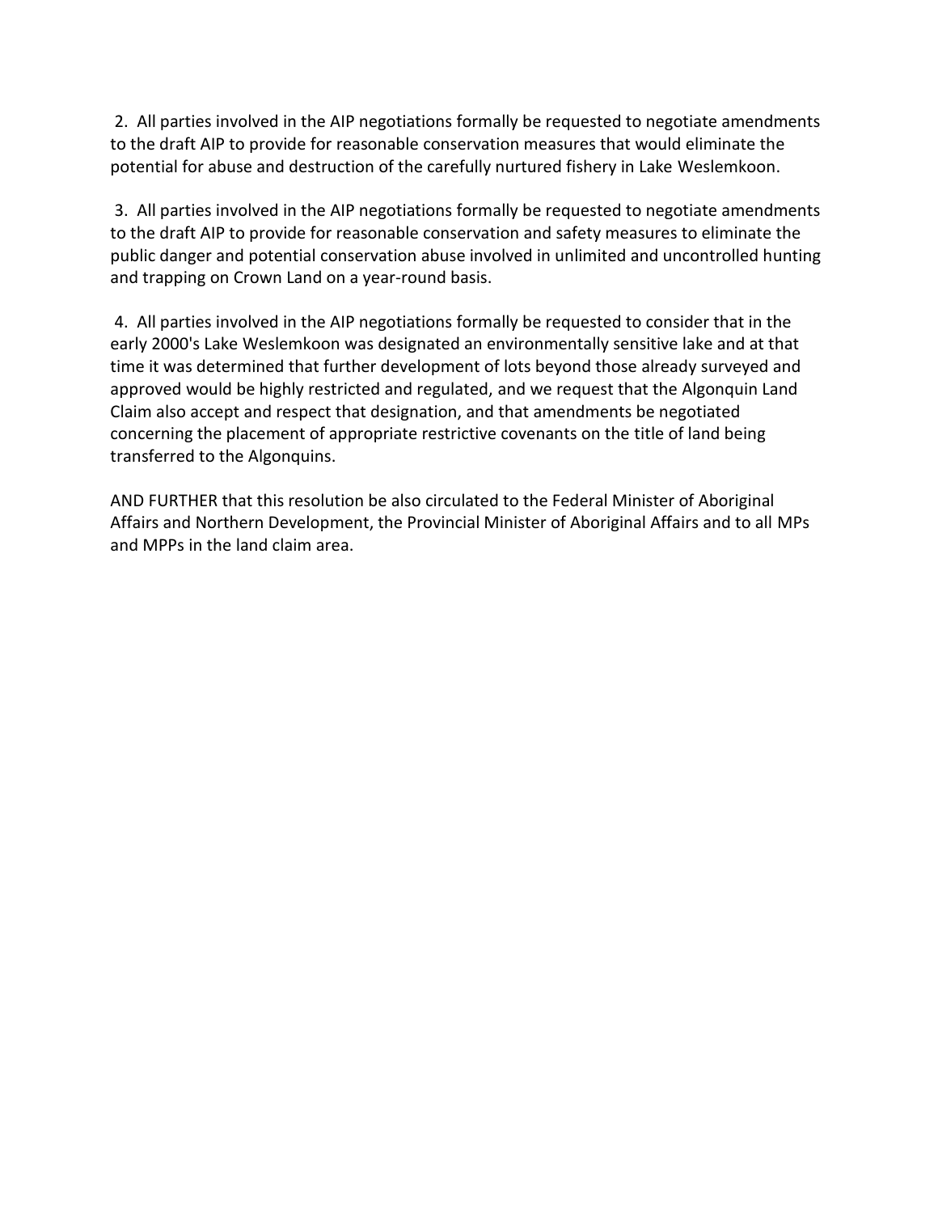2. All parties involved in the AIP negotiations formally be requested to negotiate amendments to the draft AIP to provide for reasonable conservation measures that would eliminate the potential for abuse and destruction of the carefully nurtured fishery in Lake Weslemkoon.

3. All parties involved in the AIP negotiations formally be requested to negotiate amendments to the draft AIP to provide for reasonable conservation and safety measures to eliminate the public danger and potential conservation abuse involved in unlimited and uncontrolled hunting and trapping on Crown Land on a year-round basis.

4. All parties involved in the AIP negotiations formally be requested to consider that in the early 2000's Lake Weslemkoon was designated an environmentally sensitive lake and at that time it was determined that further development of lots beyond those already surveyed and approved would be highly restricted and regulated, and we request that the Algonquin Land Claim also accept and respect that designation, and that amendments be negotiated concerning the placement of appropriate restrictive covenants on the title of land being transferred to the Algonquins.

AND FURTHER that this resolution be also circulated to the Federal Minister of Aboriginal Affairs and Northern Development, the Provincial Minister of Aboriginal Affairs and to all MPs and MPPs in the land claim area.